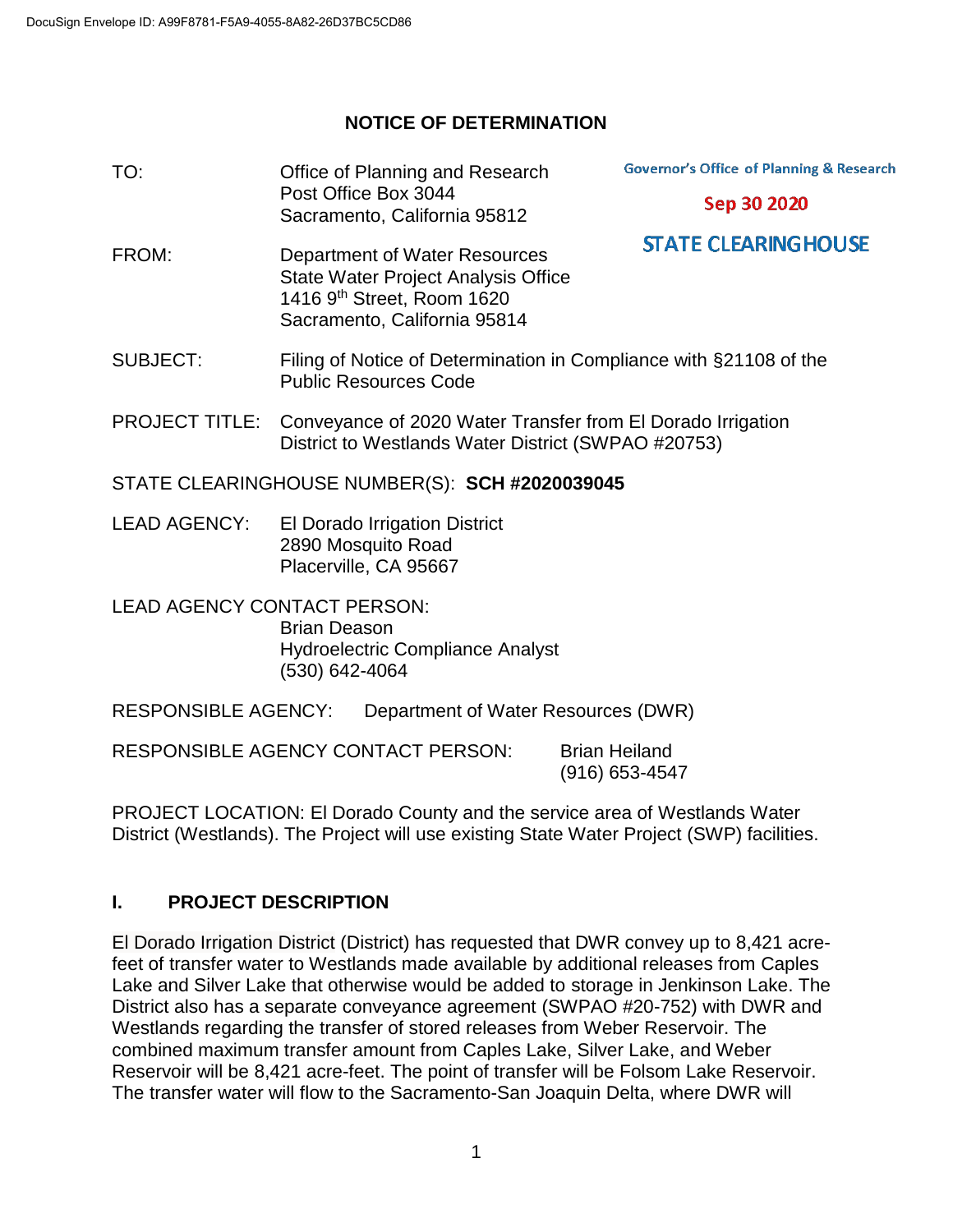DocuSign Envelope ID: A99F8781-F5A9-4055-8A82-26D37BC5CD86

# NOTICE OF DETERMINATION

Governor's Office of Planning & Research
Sep 30 2020
STATE CLEARINGHOUSE

TO: Office of Planning and Research
Post Office Box 3044
Sacramento, California 95812

FROM: Department of Water Resources
State Water Project Analysis Office
1416 9th Street, Room 1620
Sacramento, California 95814

SUBJECT: Filing of Notice of Determination in Compliance with §21108 of the Public Resources Code

PROJECT TITLE: Conveyance of 2020 Water Transfer from El Dorado Irrigation District to Westlands Water District (SWPAO #20753)

STATE CLEARINGHOUSE NUMBER(S): **SCH #2020039045**

LEAD AGENCY: El Dorado Irrigation District
2890 Mosquito Road
Placerville, CA 95667

LEAD AGENCY CONTACT PERSON:
Brian Deason
Hydroelectric Compliance Analyst
(530) 642-4064

RESPONSIBLE AGENCY: Department of Water Resources (DWR)

RESPONSIBLE AGENCY CONTACT PERSON: Brian Heiland
(916) 653-4547

PROJECT LOCATION: El Dorado County and the service area of Westlands Water District (Westlands). The Project will use existing State Water Project (SWP) facilities.

## I. PROJECT DESCRIPTION

El Dorado Irrigation District (District) has requested that DWR convey up to 8,421 acre-feet of transfer water to Westlands made available by additional releases from Caples Lake and Silver Lake that otherwise would be added to storage in Jenkinson Lake. The District also has a separate conveyance agreement (SWPAO #20-752) with DWR and Westlands regarding the transfer of stored releases from Weber Reservoir. The combined maximum transfer amount from Caples Lake, Silver Lake, and Weber Reservoir will be 8,421 acre-feet. The point of transfer will be Folsom Lake Reservoir. The transfer water will flow to the Sacramento-San Joaquin Delta, where DWR will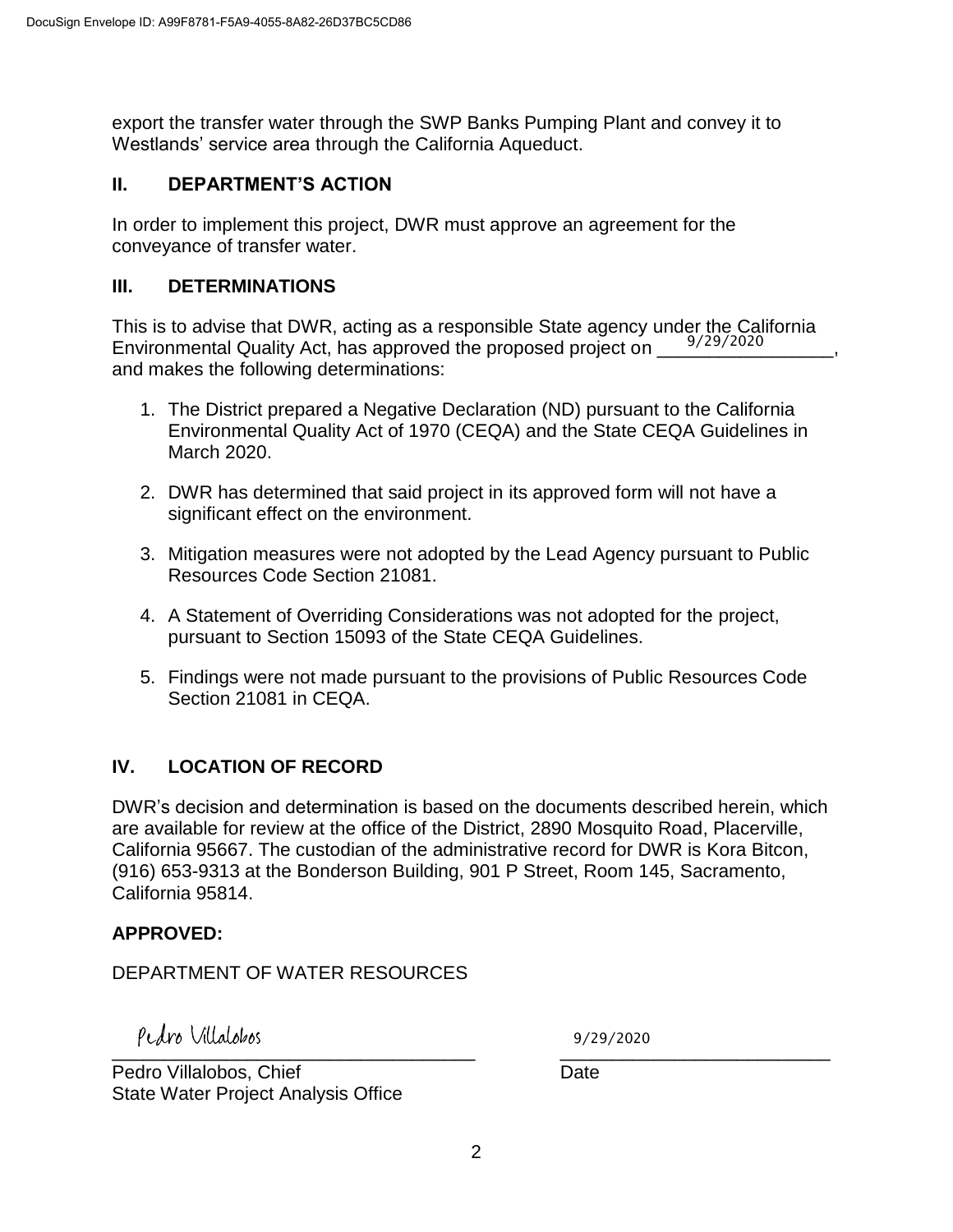export the transfer water through the SWP Banks Pumping Plant and convey it to Westlands' service area through the California Aqueduct.

## II. DEPARTMENT'S ACTION

In order to implement this project, DWR must approve an agreement for the conveyance of transfer water.

## III. DETERMINATIONS

This is to advise that DWR, acting as a responsible State agency under the California Environmental Quality Act, has approved the proposed project on 9/29/2020, and makes the following determinations:

1. The District prepared a Negative Declaration (ND) pursuant to the California Environmental Quality Act of 1970 (CEQA) and the State CEQA Guidelines in March 2020.
2. DWR has determined that said project in its approved form will not have a significant effect on the environment.
3. Mitigation measures were not adopted by the Lead Agency pursuant to Public Resources Code Section 21081.
4. A Statement of Overriding Considerations was not adopted for the project, pursuant to Section 15093 of the State CEQA Guidelines.
5. Findings were not made pursuant to the provisions of Public Resources Code Section 21081 in CEQA.

## IV. LOCATION OF RECORD

DWR's decision and determination is based on the documents described herein, which are available for review at the office of the District, 2890 Mosquito Road, Placerville, California 95667. The custodian of the administrative record for DWR is Kora Bitcon, (916) 653-9313 at the Bonderson Building, 901 P Street, Room 145, Sacramento, California 95814.

**APPROVED:**

DEPARTMENT OF WATER RESOURCES

Pedro Villalobos

Pedro Villalobos, Chief
State Water Project Analysis Office

9/29/2020

Date